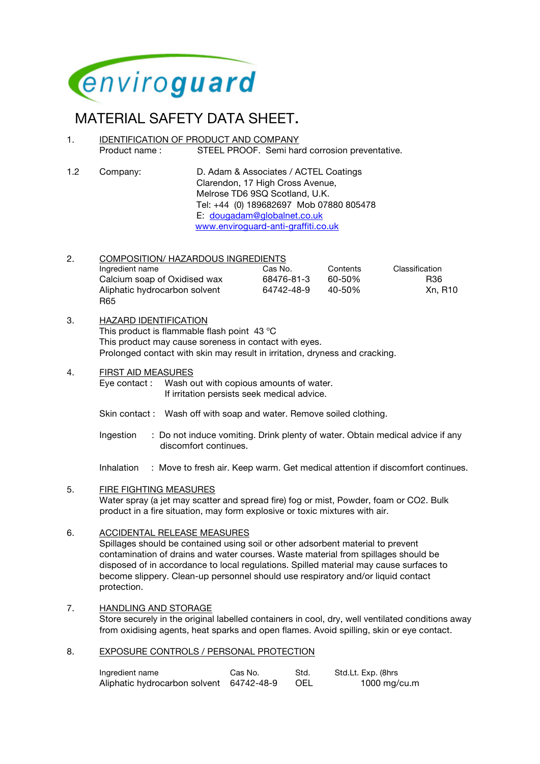enviroguard

# MATERIAL SAFETY DATA SHEET.

## 1. IDENTIFICATION OF PRODUCT AND COMPANY

Product name : STEEL PROOF. Semi hard corrosion preventative.

**1.2** Company: D. Adam & Associates / ACTEL Coatings
Clarendon, 17 High Cross Avenue,
Melrose TD6 9SQ Scotland, U.K.
Tel: +44 (0) 189682697 Mob 07880 805478
E: dougadam@globalnet.co.uk
www.enviroguard-anti-graffiti.co.uk

## 2. COMPOSITION/ HAZARDOUS INGREDIENTS

| Ingredient name | Cas No. | Contents | Classification |
|---|---|---|---|
| Calcium soap of Oxidised wax | 68476-81-3 | 60-50% | R36 |
| Aliphatic hydrocarbon solvent R65 | 64742-48-9 | 40-50% | Xn, R10 |

## 3. HAZARD IDENTIFICATION

This product is flammable flash point 43 °C
This product may cause soreness in contact with eyes.
Prolonged contact with skin may result in irritation, dryness and cracking.

## 4. FIRST AID MEASURES

Eye contact : Wash out with copious amounts of water.
If irritation persists seek medical advice.

Skin contact : Wash off with soap and water. Remove soiled clothing.

Ingestion : Do not induce vomiting. Drink plenty of water. Obtain medical advice if any discomfort continues.

Inhalation : Move to fresh air. Keep warm. Get medical attention if discomfort continues.

## 5. FIRE FIGHTING MEASURES

Water spray (a jet may scatter and spread fire) fog or mist, Powder, foam or CO2. Bulk product in a fire situation, may form explosive or toxic mixtures with air.

## 6. ACCIDENTAL RELEASE MEASURES

Spillages should be contained using soil or other adsorbent material to prevent contamination of drains and water courses. Waste material from spillages should be disposed of in accordance to local regulations. Spilled material may cause surfaces to become slippery. Clean-up personnel should use respiratory and/or liquid contact protection.

## 7. HANDLING AND STORAGE

Store securely in the original labelled containers in cool, dry, well ventilated conditions away from oxidising agents, heat sparks and open flames. Avoid spilling, skin or eye contact.

## 8. EXPOSURE CONTROLS / PERSONAL PROTECTION

| Ingredient name | Cas No. | Std. | Std.Lt. Exp. (8hrs |
|---|---|---|---|
| Aliphatic hydrocarbon solvent | 64742-48-9 | OEL | 1000 mg/cu.m |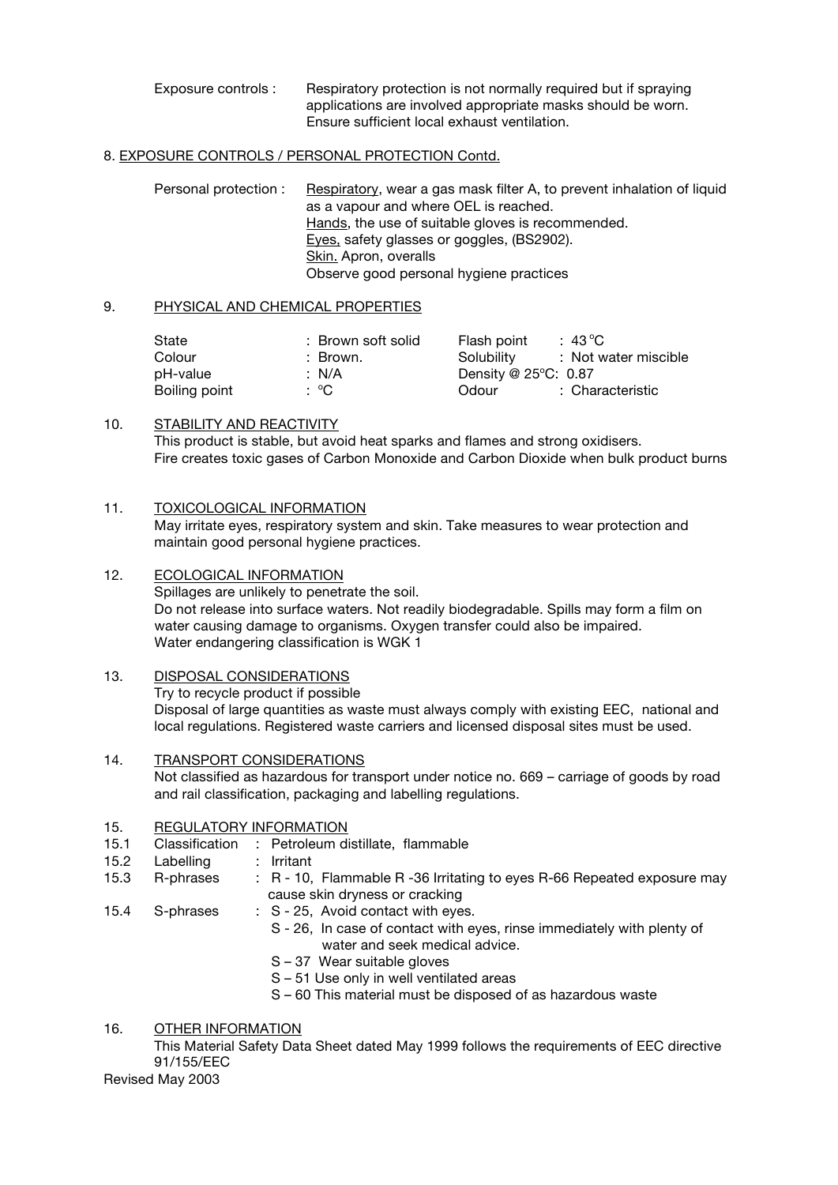Exposure controls : Respiratory protection is not normally required but if spraying applications are involved appropriate masks should be worn. Ensure sufficient local exhaust ventilation.

## 8. EXPOSURE CONTROLS / PERSONAL PROTECTION Contd.

Personal protection : Respiratory, wear a gas mask filter A, to prevent inhalation of liquid as a vapour and where OEL is reached.
Hands, the use of suitable gloves is recommended.
Eyes, safety glasses or goggles, (BS2902).
Skin. Apron, overalls
Observe good personal hygiene practices

## 9. PHYSICAL AND CHEMICAL PROPERTIES

| | | | |
|---|---|---|---|
| State | : Brown soft solid | Flash point | : 43 °C |
| Colour | : Brown. | Solubility | : Not water miscible |
| pH-value | : N/A | Density @ 25°C: 0.87 | |
| Boiling point | : °C | Odour | : Characteristic |

## 10. STABILITY AND REACTIVITY

This product is stable, but avoid heat sparks and flames and strong oxidisers.
Fire creates toxic gases of Carbon Monoxide and Carbon Dioxide when bulk product burns

## 11. TOXICOLOGICAL INFORMATION

May irritate eyes, respiratory system and skin. Take measures to wear protection and maintain good personal hygiene practices.

## 12. ECOLOGICAL INFORMATION

Spillages are unlikely to penetrate the soil.
Do not release into surface waters. Not readily biodegradable. Spills may form a film on water causing damage to organisms. Oxygen transfer could also be impaired.
Water endangering classification is WGK 1

## 13. DISPOSAL CONSIDERATIONS

Try to recycle product if possible
Disposal of large quantities as waste must always comply with existing EEC, national and local regulations. Registered waste carriers and licensed disposal sites must be used.

## 14. TRANSPORT CONSIDERATIONS

Not classified as hazardous for transport under notice no. 669 – carriage of goods by road and rail classification, packaging and labelling regulations.

## 15. REGULATORY INFORMATION

15.1 Classification : Petroleum distillate, flammable

15.2 Labelling : Irritant

15.3 R-phrases : R - 10, Flammable R -36 Irritating to eyes R-66 Repeated exposure may cause skin dryness or cracking

15.4 S-phrases : S - 25, Avoid contact with eyes.
S - 26, In case of contact with eyes, rinse immediately with plenty of water and seek medical advice.
S – 37 Wear suitable gloves
S – 51 Use only in well ventilated areas
S – 60 This material must be disposed of as hazardous waste

## 16. OTHER INFORMATION

This Material Safety Data Sheet dated May 1999 follows the requirements of EEC directive 91/155/EEC

Revised May 2003